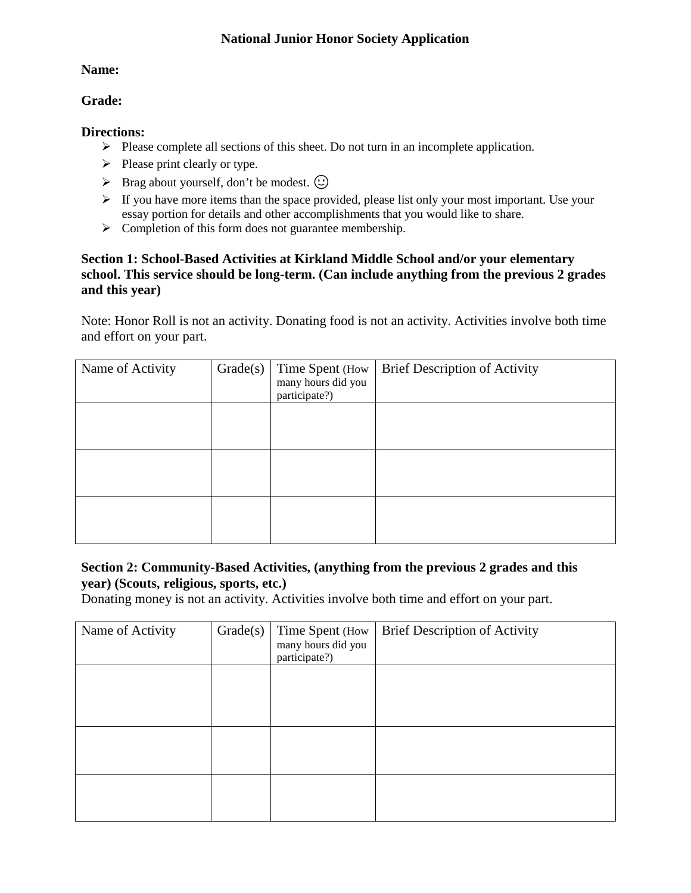# National Junior Honor Society Application

**Name:**

**Grade:**

**Directions:**

- Please complete all sections of this sheet. Do not turn in an incomplete application.
- Please print clearly or type.
- Brag about yourself, don't be modest. ☺
- If you have more items than the space provided, please list only your most important. Use your essay portion for details and other accomplishments that you would like to share.
- Completion of this form does not guarantee membership.

**Section 1: School-Based Activities at Kirkland Middle School and/or your elementary school. This service should be long-term. (Can include anything from the previous 2 grades and this year)**

Note: Honor Roll is not an activity. Donating food is not an activity. Activities involve both time and effort on your part.

| Name of Activity | Grade(s) | Time Spent (How many hours did you participate?) | Brief Description of Activity |
|---|---|---|---|
| | | | |
| | | | |
| | | | |

**Section 2: Community-Based Activities, (anything from the previous 2 grades and this year) (Scouts, religious, sports, etc.)**

Donating money is not an activity. Activities involve both time and effort on your part.

| Name of Activity | Grade(s) | Time Spent (How many hours did you participate?) | Brief Description of Activity |
|---|---|---|---|
| | | | |
| | | | |
| | | | |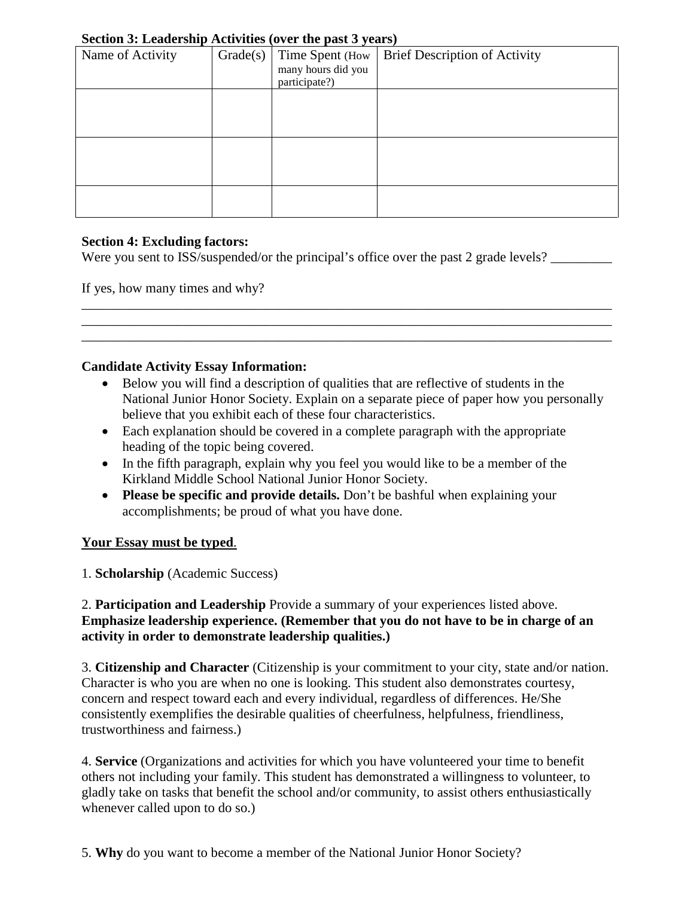**Section 3: Leadership Activities (over the past 3 years)**

| Name of Activity | Grade(s) | Time Spent (How many hours did you participate?) | Brief Description of Activity |
|---|---|---|---|
| | | | |
| | | | |
| | | | |

**Section 4: Excluding factors:**

Were you sent to ISS/suspended/or the principal's office over the past 2 grade levels? _________

If yes, how many times and why?

________________________________________________________________________________

________________________________________________________________________________

________________________________________________________________________________

**Candidate Activity Essay Information:**

- Below you will find a description of qualities that are reflective of students in the National Junior Honor Society. Explain on a separate piece of paper how you personally believe that you exhibit each of these four characteristics.
- Each explanation should be covered in a complete paragraph with the appropriate heading of the topic being covered.
- In the fifth paragraph, explain why you feel you would like to be a member of the Kirkland Middle School National Junior Honor Society.
- **Please be specific and provide details.** Don't be bashful when explaining your accomplishments; be proud of what you have done.

**<u>Your Essay must be typed</u>.**

1. **Scholarship** (Academic Success)

2. **Participation and Leadership** Provide a summary of your experiences listed above. **Emphasize leadership experience. (Remember that you do not have to be in charge of an activity in order to demonstrate leadership qualities.)**

3. **Citizenship and Character** (Citizenship is your commitment to your city, state and/or nation. Character is who you are when no one is looking. This student also demonstrates courtesy, concern and respect toward each and every individual, regardless of differences. He/She consistently exemplifies the desirable qualities of cheerfulness, helpfulness, friendliness, trustworthiness and fairness.)

4. **Service** (Organizations and activities for which you have volunteered your time to benefit others not including your family. This student has demonstrated a willingness to volunteer, to gladly take on tasks that benefit the school and/or community, to assist others enthusiastically whenever called upon to do so.)

5. **Why** do you want to become a member of the National Junior Honor Society?